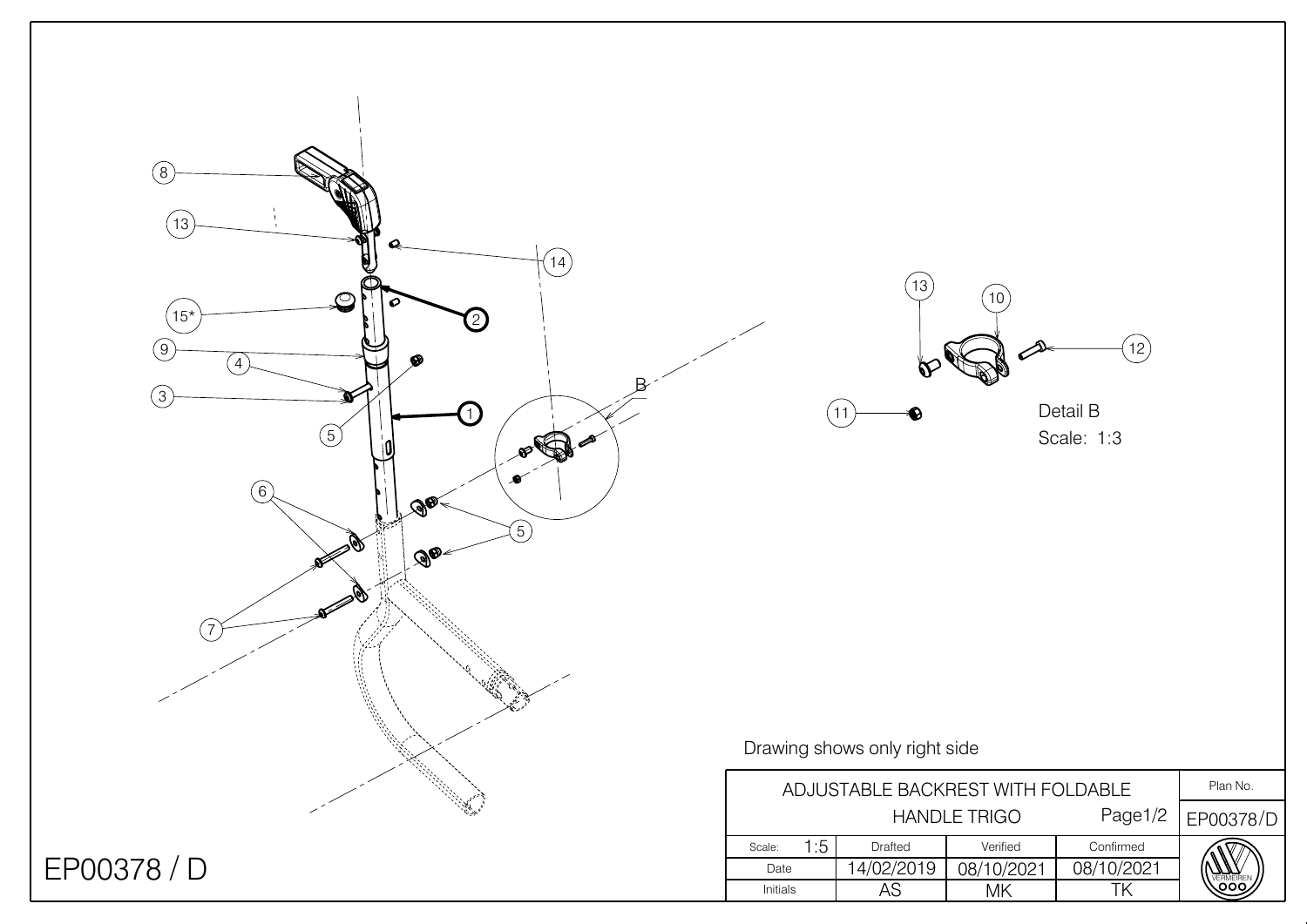8

13

14

15*

2

9

4

3

1

5

B

6

5

7

13

10

12

11

Detail B
Scale: 1:3

Drawing shows only right side

| ADJUSTABLE BACKREST WITH FOLDABLE HANDLE TRIGO | | | Page1/2 | Plan No. |
|---|---|---|---|---|
| | | | | EP00378/D |
| Scale: 1:5 | Drafted | Verified | Confirmed | |
| Date | 14/02/2019 | 08/10/2021 | 08/10/2021 | |
| Initials | AS | MK | TK | VERMEIREN |

EP00378 / D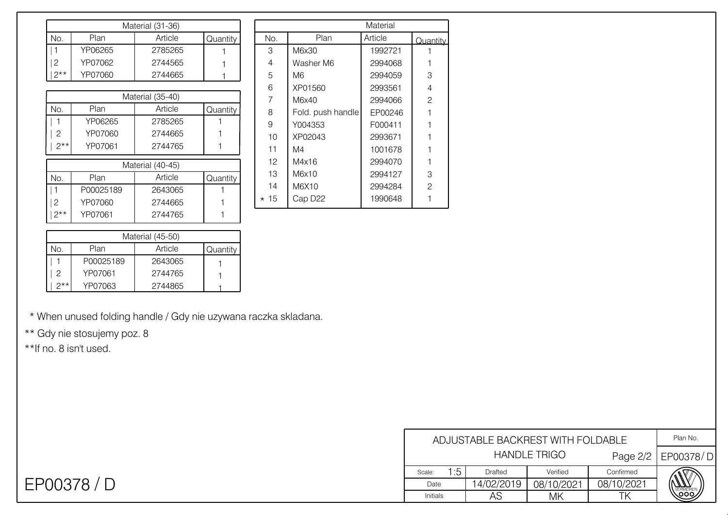| Material (31-36) | | | |
|---|---|---|---|
| No. | Plan | Article | Quantity |
| 1 | YP06265 | 2785265 | 1 |
| 2 | YP07062 | 2744565 | 1 |
| 2** | YP07060 | 2744665 | 1 |

| Material (35-40) | | | |
|---|---|---|---|
| No. | Plan | Article | Quantity |
| 1 | YP06265 | 2785265 | 1 |
| 2 | YP07060 | 2744665 | 1 |
| 2** | YP07061 | 2744765 | 1 |

| Material (40-45) | | | |
|---|---|---|---|
| No. | Plan | Article | Quantity |
| 1 | P00025189 | 2643065 | 1 |
| 2 | YP07060 | 2744665 | 1 |
| 2** | YP07061 | 2744765 | 1 |

| Material (45-50) | | | |
|---|---|---|---|
| No. | Plan | Article | Quantity |
| 1 | P00025189 | 2643065 | 1 |
| 2 | YP07061 | 2744765 | 1 |
| 2** | YP07063 | 2744865 | 1 |

| Material | | | |
|---|---|---|---|
| No. | Plan | Article | Quantity |
| 3 | M6x30 | 1992721 | 1 |
| 4 | Washer M6 | 2994068 | 1 |
| 5 | M6 | 2994059 | 3 |
| 6 | XP01560 | 2993561 | 4 |
| 7 | M6x40 | 2994066 | 2 |
| 8 | Fold. push handle | EP00246 | 1 |
| 9 | Y004353 | F000411 | 1 |
| 10 | XP02043 | 2993671 | 1 |
| 11 | M4 | 1001678 | 1 |
| 12 | M4x16 | 2994070 | 1 |
| 13 | M6x10 | 2994127 | 3 |
| 14 | M6X10 | 2994284 | 2 |
| * 15 | Cap D22 | 1990648 | 1 |

* When unused folding handle / Gdy nie uzywana raczka skladana.

** Gdy nie stosujemy poz. 8

**If no. 8 isn't used.

EP00378 / D

| ADJUSTABLE BACKREST WITH FOLDABLE HANDLE TRIGO | | | Page 2/2 | Plan No. EP00378/ D |
|---|---|---|---|---|
| Scale: 1:5 | Drafted | Verified | Confirmed | |
| Date | 14/02/2019 | 08/10/2021 | 08/10/2021 | |
| Initials | AS | MK | TK | VERMEIREN |